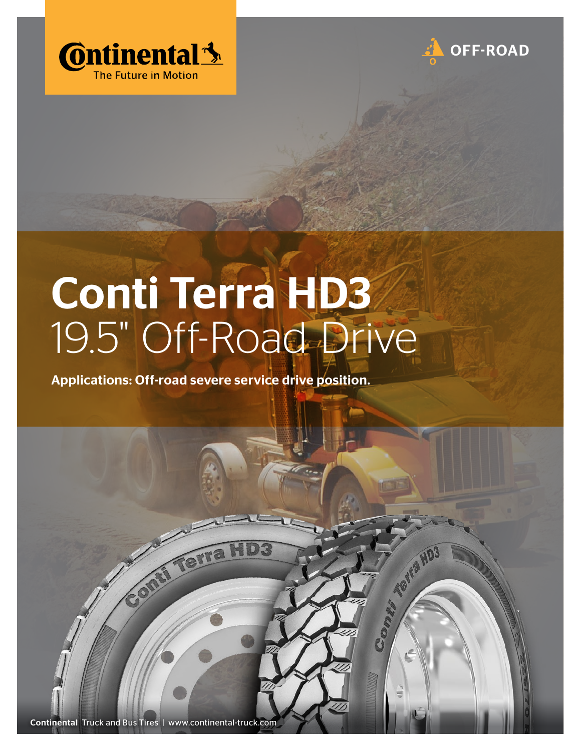Continental
The Future in Motion

OFF-ROAD

# Conti Terra HD3

## 19.5" Off-Road Drive

**Applications: Off-road severe service drive position.**

**Continental** Truck and Bus Tires | www.continental-truck.com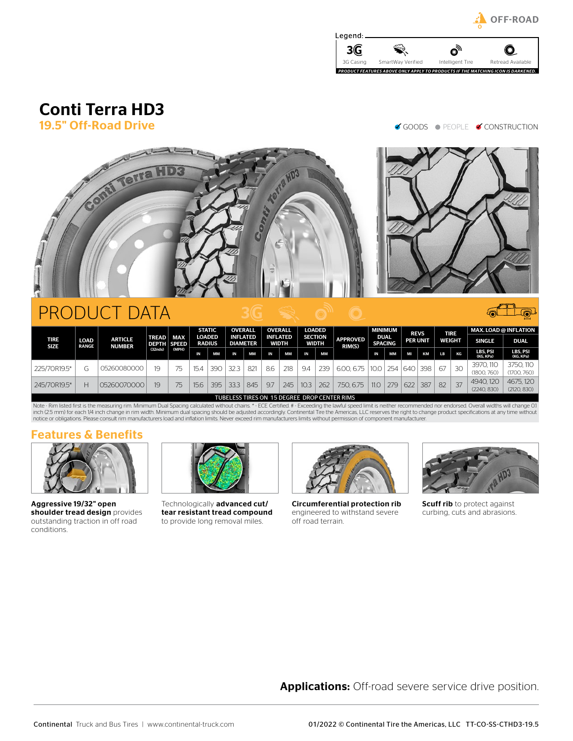OFF-ROAD

Legend:

3G Casing | SmartWay Verified | Intelligent Tire | Retread Available

PRODUCT FEATURES ABOVE ONLY APPLY TO PRODUCTS IF THE MATCHING ICON IS DARKENED.

# Conti Terra HD3

## 19.5" Off-Road Drive

GOODS · PEOPLE · CONSTRUCTION

## PRODUCT DATA

| TIRE SIZE | LOAD RANGE | ARTICLE NUMBER | TREAD DEPTH (32nds) | MAX SPEED (MPH) | STATIC LOADED RADIUS | | OVERALL INFLATED DIAMETER | | OVERALL INFLATED WIDTH | | LOADED SECTION WIDTH | | APPROVED RIM(S) | MINIMUM DUAL SPACING | | REVS PER UNIT | | TIRE WEIGHT | | MAX. LOAD @ INFLATION SINGLE | MAX. LOAD @ INFLATION DUAL |
|---|---|---|---|---|---|---|---|---|---|---|---|---|---|---|---|---|---|---|---|---|---|
| | | | | | IN | MM | IN | MM | IN | MM | IN | MM | | IN | MM | MI | KM | LB | KG | LBS, PSI (KG, KPa) | LBS, PSI (KG, KPa) |
| 225/70R19.5* | G | 05260080000 | 19 | 75 | 15.4 | 390 | 32.3 | 821 | 8.6 | 218 | 9.4 | 239 | 6.00, 6.75 | 10.0 | 254 | 640 | 398 | 67 | 30 | 3970, 110 (1800, 760) | 3750, 110 (1700, 760) |
| 245/70R19.5* | H | 05260070000 | 19 | 75 | 15.6 | 395 | 33.3 | 845 | 9.7 | 245 | 10.3 | 262 | 7.50, 6.75 | 11.0 | 279 | 622 | 387 | 82 | 37 | 4940, 120 (2240, 830) | 4675, 120 (2120, 830) |

TUBELESS TIRES ON 15 DEGREE DROP CENTER RIMS

Note - Rim listed first is the measuring rim. Minimum Dual Spacing calculated without chains. * - ECE Certified. # - Exceeding the lawful speed limit is neither recommended nor endorsed. Overall widths will change 0.1 inch (2.5 mm) for each 1/4 inch change in rim width. Minimum dual spacing should be adjusted accordingly. Continental Tire the Americas, LLC reserves the right to change product specifications at any time without notice or obligations. Please consult rim manufacturers load and inflation limits. Never exceed rim manufacturers limits without permission of component manufacturer.

## Features & Benefits

**Aggressive 19/32" open shoulder tread design** provides outstanding traction in off road conditions.

Technologically **advanced cut/ tear resistant tread compound** to provide long removal miles.

**Circumferential protection rib** engineered to withstand severe off road terrain.

**Scuff rib** to protect against curbing, cuts and abrasions.

**Applications:** Off-road severe service drive position.

Continental Truck and Bus Tires | www.continental-truck.com

01/2022 © Continental Tire the Americas, LLC TT-CO-SS-CTHD3-19.5